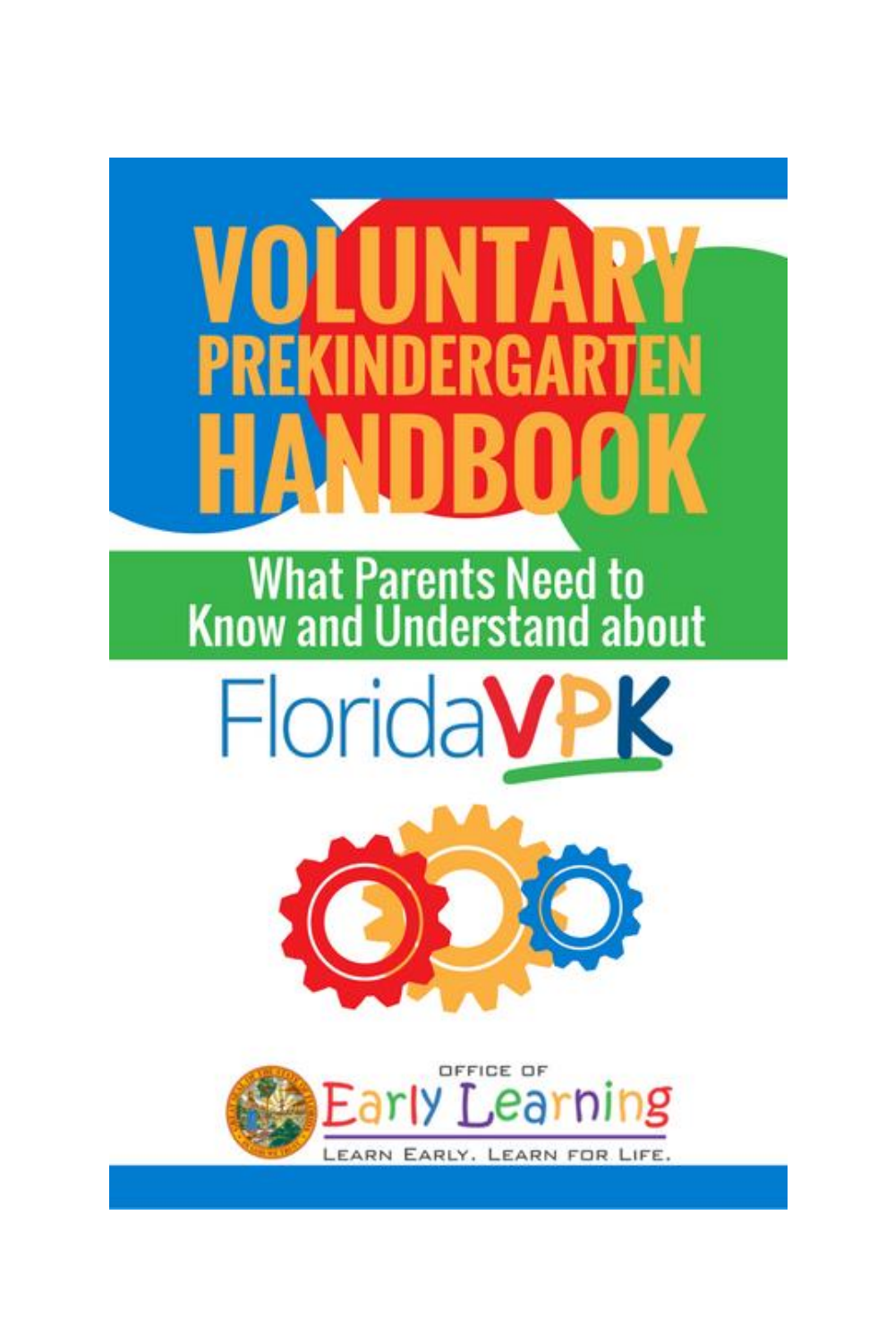# VOLUNTARY PREKINDERGARTEN HANDBOOK

## What Parents Need to Know and Understand about

## FloridaVPK

OFFICE OF Early Learning

LEARN EARLY. LEARN FOR LIFE.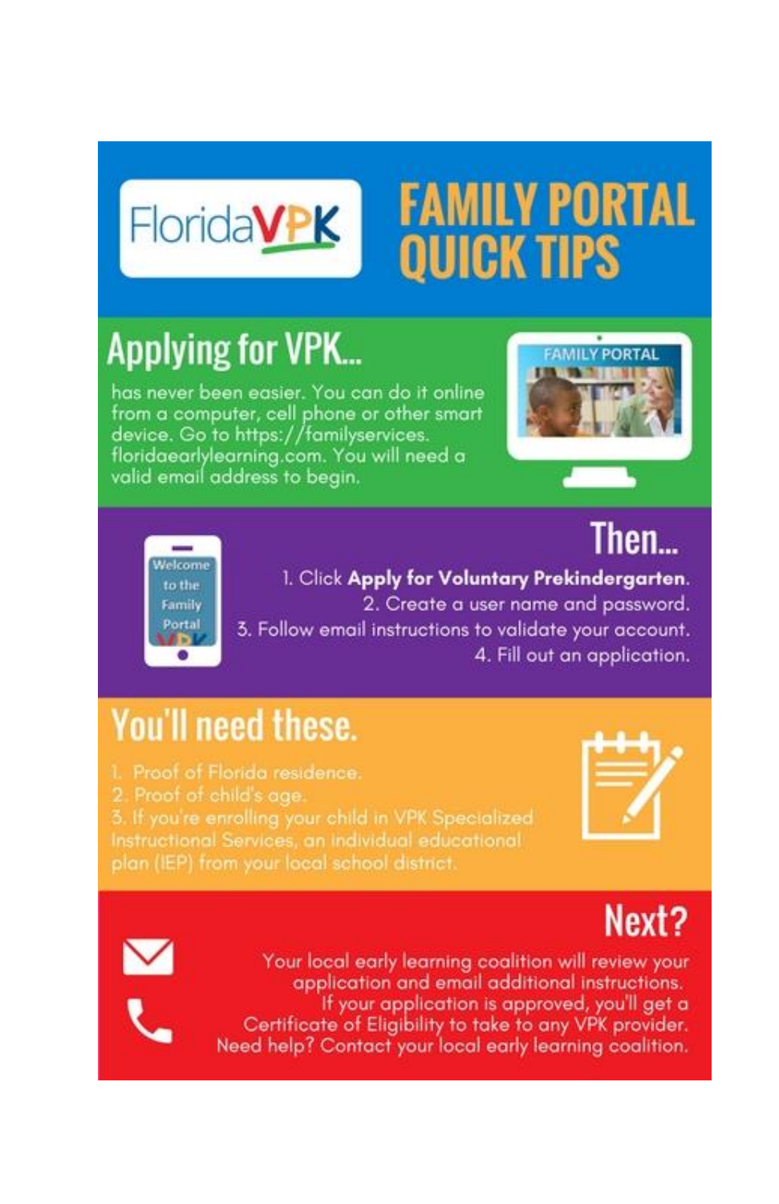# FloridaVPK FAMILY PORTAL QUICK TIPS

## Applying for VPK...

has never been easier. You can do it online from a computer, cell phone or other smart device. Go to https://familyservices.floridaearlylearning.com. You will need a valid email address to begin.

## Then...

1. Click **Apply for Voluntary Prekindergarten**.
2. Create a user name and password.
3. Follow email instructions to validate your account.
4. Fill out an application.

## You'll need these.

1. Proof of Florida residence.
2. Proof of child's age.
3. If you're enrolling your child in VPK Specialized Instructional Services, an individual educational plan (IEP) from your local school district.

## Next?

Your local early learning coalition will review your application and email additional instructions.
If your application is approved, you'll get a Certificate of Eligibility to take to any VPK provider.
Need help? Contact your local early learning coalition.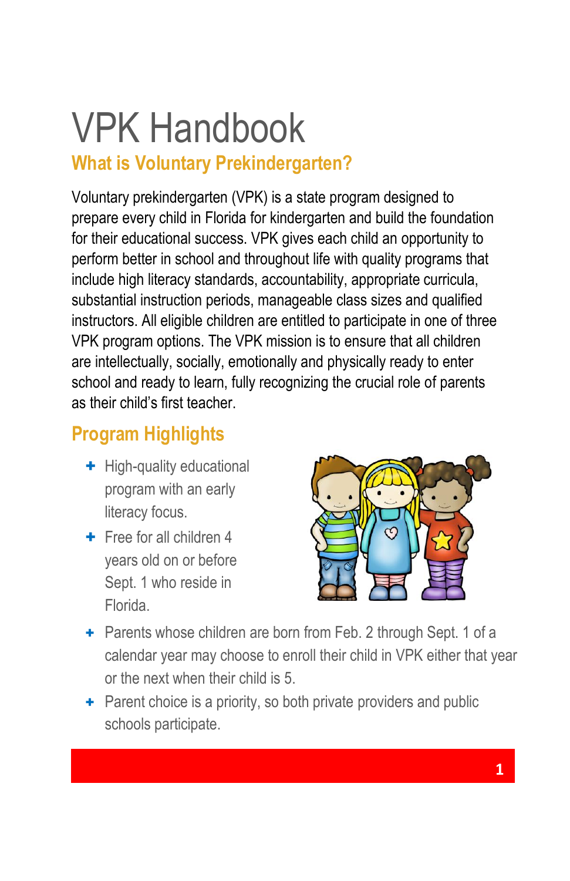# VPK Handbook

## What is Voluntary Prekindergarten?

Voluntary prekindergarten (VPK) is a state program designed to prepare every child in Florida for kindergarten and build the foundation for their educational success. VPK gives each child an opportunity to perform better in school and throughout life with quality programs that include high literacy standards, accountability, appropriate curricula, substantial instruction periods, manageable class sizes and qualified instructors. All eligible children are entitled to participate in one of three VPK program options. The VPK mission is to ensure that all children are intellectually, socially, emotionally and physically ready to enter school and ready to learn, fully recognizing the crucial role of parents as their child's first teacher.

## Program Highlights

- High-quality educational program with an early literacy focus.
- Free for all children 4 years old on or before Sept. 1 who reside in Florida.
- Parents whose children are born from Feb. 2 through Sept. 1 of a calendar year may choose to enroll their child in VPK either that year or the next when their child is 5.
- Parent choice is a priority, so both private providers and public schools participate.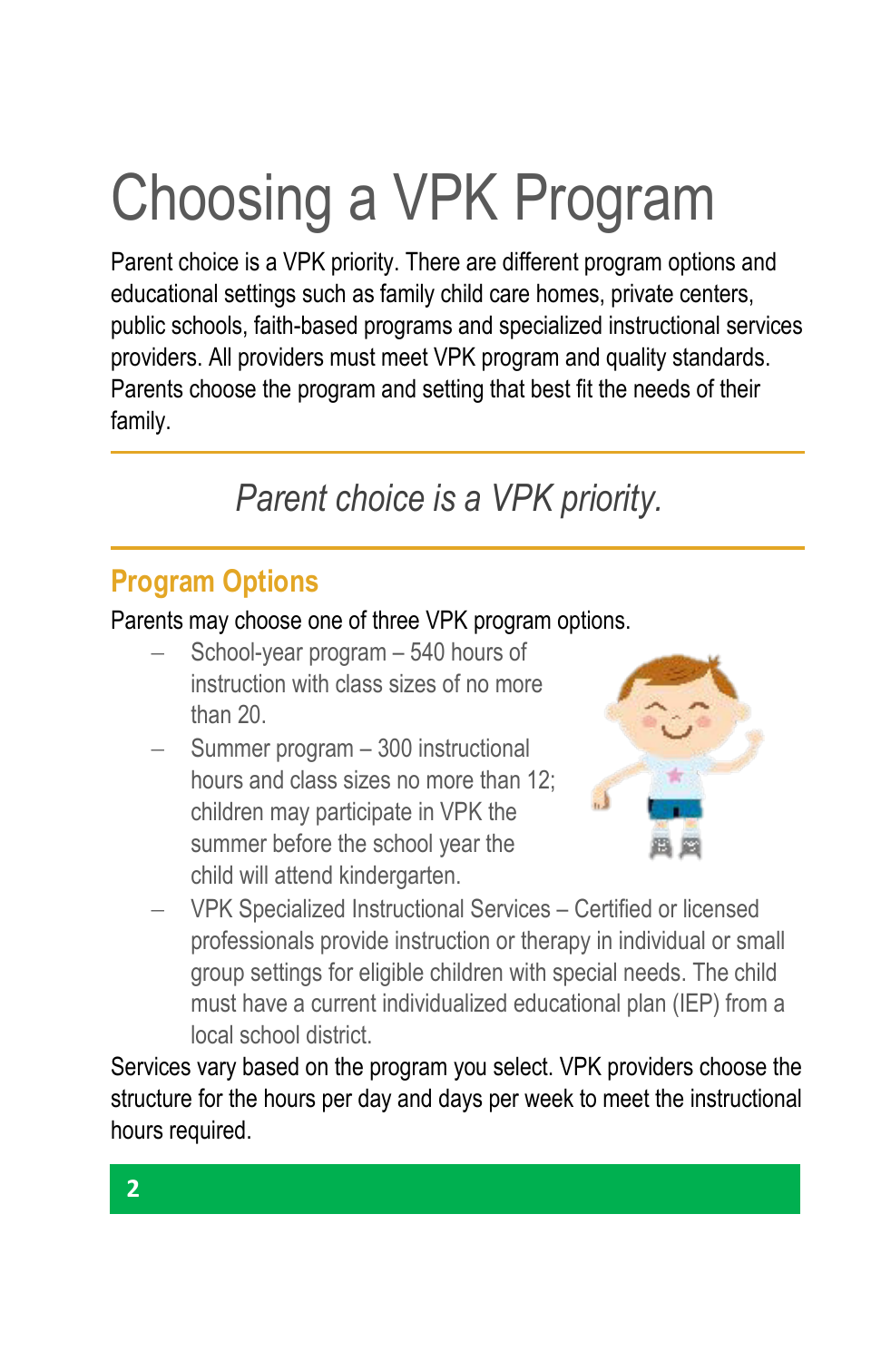# Choosing a VPK Program

Parent choice is a VPK priority. There are different program options and educational settings such as family child care homes, private centers, public schools, faith-based programs and specialized instructional services providers. All providers must meet VPK program and quality standards. Parents choose the program and setting that best fit the needs of their family.

*Parent choice is a VPK priority.*

## Program Options

Parents may choose one of three VPK program options.

- School-year program – 540 hours of instruction with class sizes of no more than 20.
- Summer program – 300 instructional hours and class sizes no more than 12; children may participate in VPK the summer before the school year the child will attend kindergarten.
- VPK Specialized Instructional Services – Certified or licensed professionals provide instruction or therapy in individual or small group settings for eligible children with special needs. The child must have a current individualized educational plan (IEP) from a local school district.

Services vary based on the program you select. VPK providers choose the structure for the hours per day and days per week to meet the instructional hours required.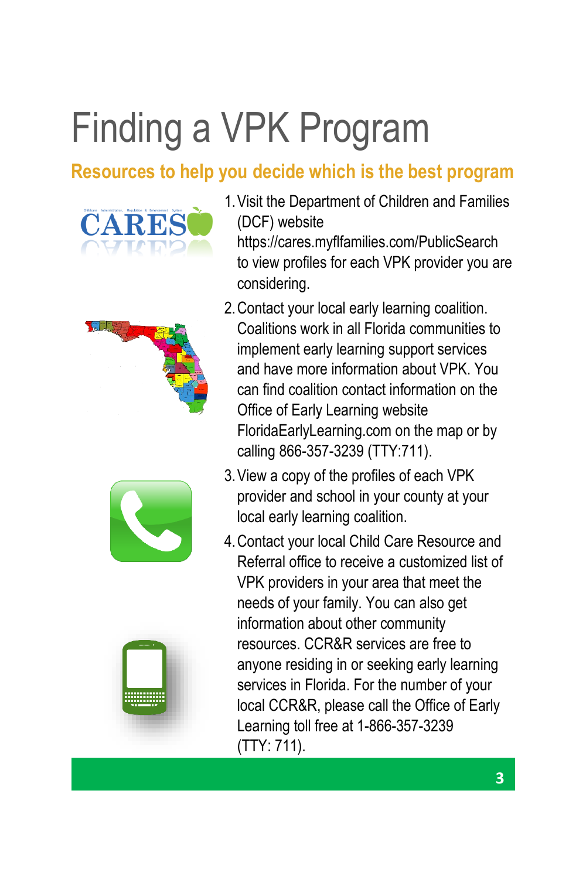# Finding a VPK Program

## Resources to help you decide which is the best program

1. Visit the Department of Children and Families (DCF) website https://cares.myflfamilies.com/PublicSearch to view profiles for each VPK provider you are considering.
2. Contact your local early learning coalition. Coalitions work in all Florida communities to implement early learning support services and have more information about VPK. You can find coalition contact information on the Office of Early Learning website FloridaEarlyLearning.com on the map or by calling 866-357-3239 (TTY:711).
3. View a copy of the profiles of each VPK provider and school in your county at your local early learning coalition.
4. Contact your local Child Care Resource and Referral office to receive a customized list of VPK providers in your area that meet the needs of your family. You can also get information about other community resources. CCR&R services are free to anyone residing in or seeking early learning services in Florida. For the number of your local CCR&R, please call the Office of Early Learning toll free at 1-866-357-3239 (TTY: 711).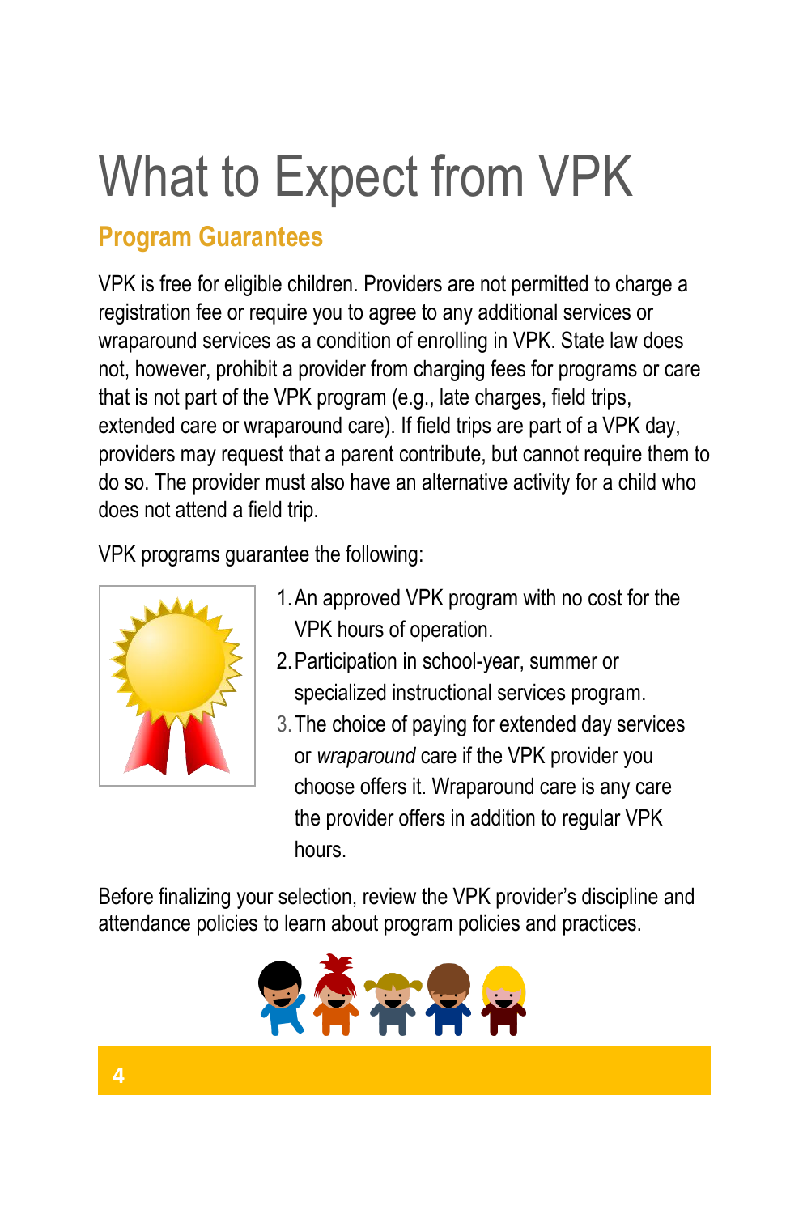# What to Expect from VPK

## Program Guarantees

VPK is free for eligible children. Providers are not permitted to charge a registration fee or require you to agree to any additional services or wraparound services as a condition of enrolling in VPK. State law does not, however, prohibit a provider from charging fees for programs or care that is not part of the VPK program (e.g., late charges, field trips, extended care or wraparound care). If field trips are part of a VPK day, providers may request that a parent contribute, but cannot require them to do so. The provider must also have an alternative activity for a child who does not attend a field trip.

VPK programs guarantee the following:

1. An approved VPK program with no cost for the VPK hours of operation.
2. Participation in school-year, summer or specialized instructional services program.
3. The choice of paying for extended day services or *wraparound* care if the VPK provider you choose offers it. Wraparound care is any care the provider offers in addition to regular VPK hours.

Before finalizing your selection, review the VPK provider's discipline and attendance policies to learn about program policies and practices.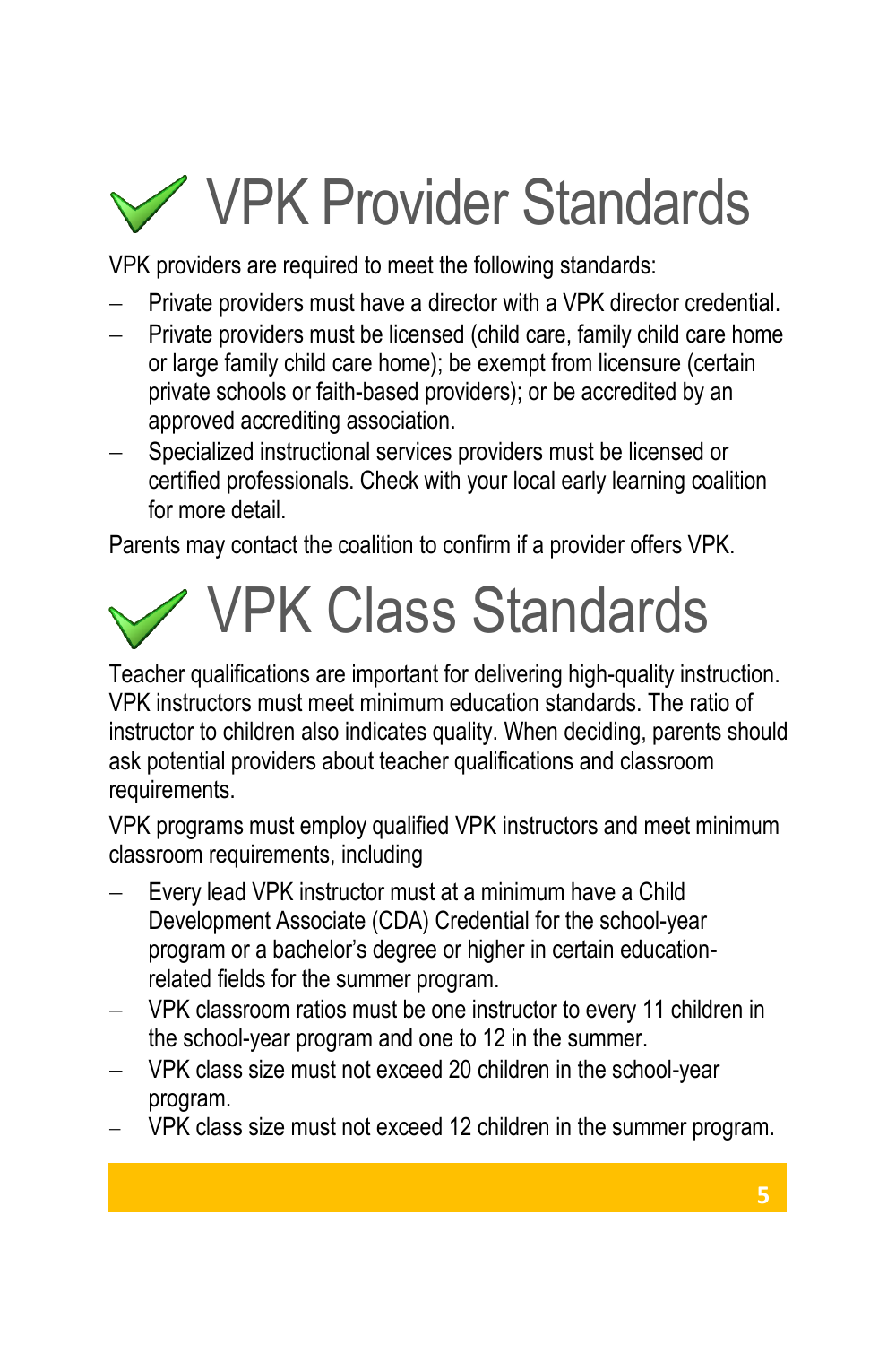# VPK Provider Standards

VPK providers are required to meet the following standards:

- Private providers must have a director with a VPK director credential.
- Private providers must be licensed (child care, family child care home or large family child care home); be exempt from licensure (certain private schools or faith-based providers); or be accredited by an approved accrediting association.
- Specialized instructional services providers must be licensed or certified professionals. Check with your local early learning coalition for more detail.

Parents may contact the coalition to confirm if a provider offers VPK.

# VPK Class Standards

Teacher qualifications are important for delivering high-quality instruction. VPK instructors must meet minimum education standards. The ratio of instructor to children also indicates quality. When deciding, parents should ask potential providers about teacher qualifications and classroom requirements.

VPK programs must employ qualified VPK instructors and meet minimum classroom requirements, including

- Every lead VPK instructor must at a minimum have a Child Development Associate (CDA) Credential for the school-year program or a bachelor's degree or higher in certain education-related fields for the summer program.
- VPK classroom ratios must be one instructor to every 11 children in the school-year program and one to 12 in the summer.
- VPK class size must not exceed 20 children in the school-year program.
- VPK class size must not exceed 12 children in the summer program.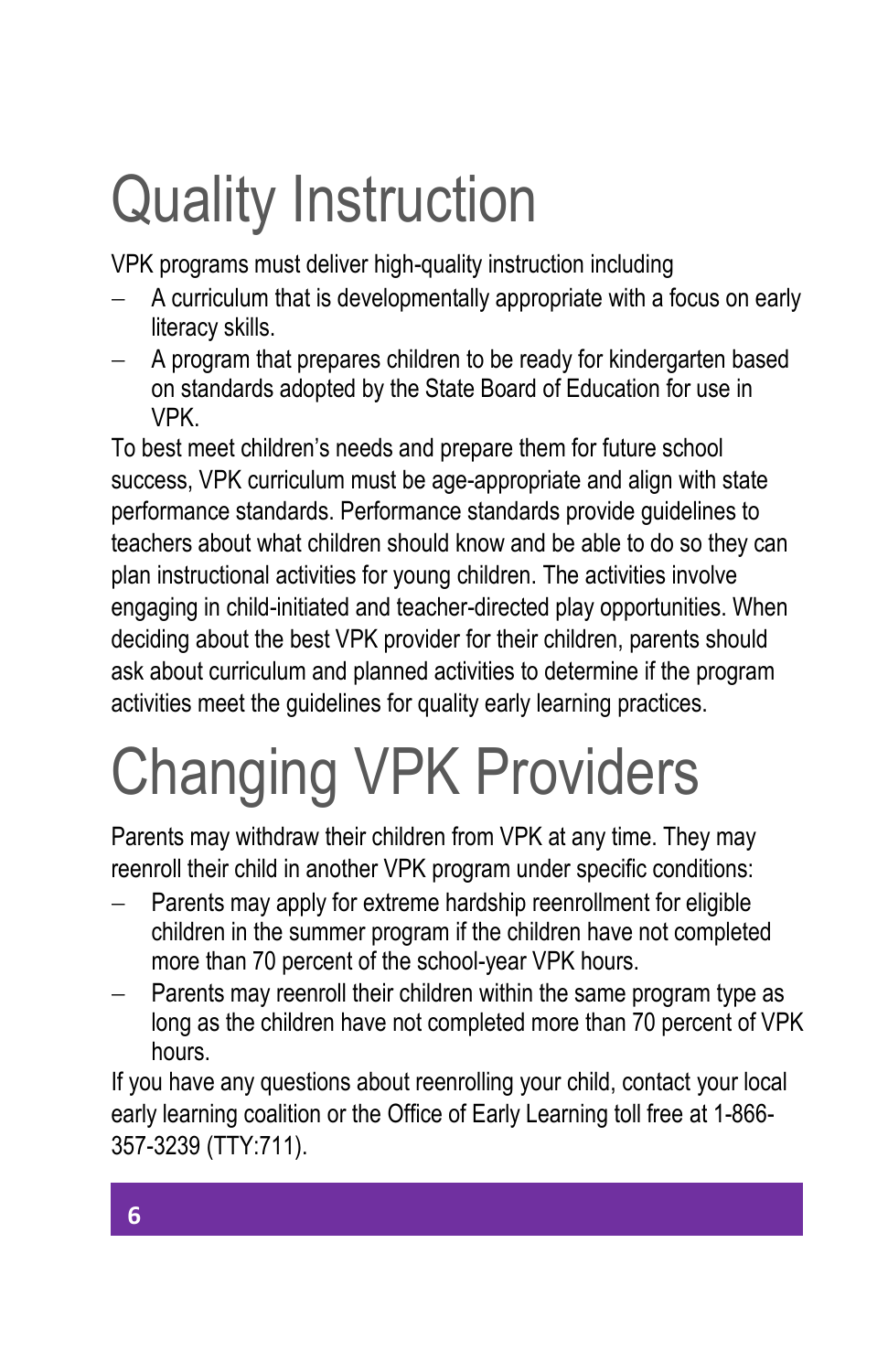# Quality Instruction

VPK programs must deliver high-quality instruction including

- A curriculum that is developmentally appropriate with a focus on early literacy skills.
- A program that prepares children to be ready for kindergarten based on standards adopted by the State Board of Education for use in VPK.

To best meet children's needs and prepare them for future school success, VPK curriculum must be age-appropriate and align with state performance standards. Performance standards provide guidelines to teachers about what children should know and be able to do so they can plan instructional activities for young children. The activities involve engaging in child-initiated and teacher-directed play opportunities. When deciding about the best VPK provider for their children, parents should ask about curriculum and planned activities to determine if the program activities meet the guidelines for quality early learning practices.

# Changing VPK Providers

Parents may withdraw their children from VPK at any time. They may reenroll their child in another VPK program under specific conditions:

- Parents may apply for extreme hardship reenrollment for eligible children in the summer program if the children have not completed more than 70 percent of the school-year VPK hours.
- Parents may reenroll their children within the same program type as long as the children have not completed more than 70 percent of VPK hours.

If you have any questions about reenrolling your child, contact your local early learning coalition or the Office of Early Learning toll free at 1-866-357-3239 (TTY:711).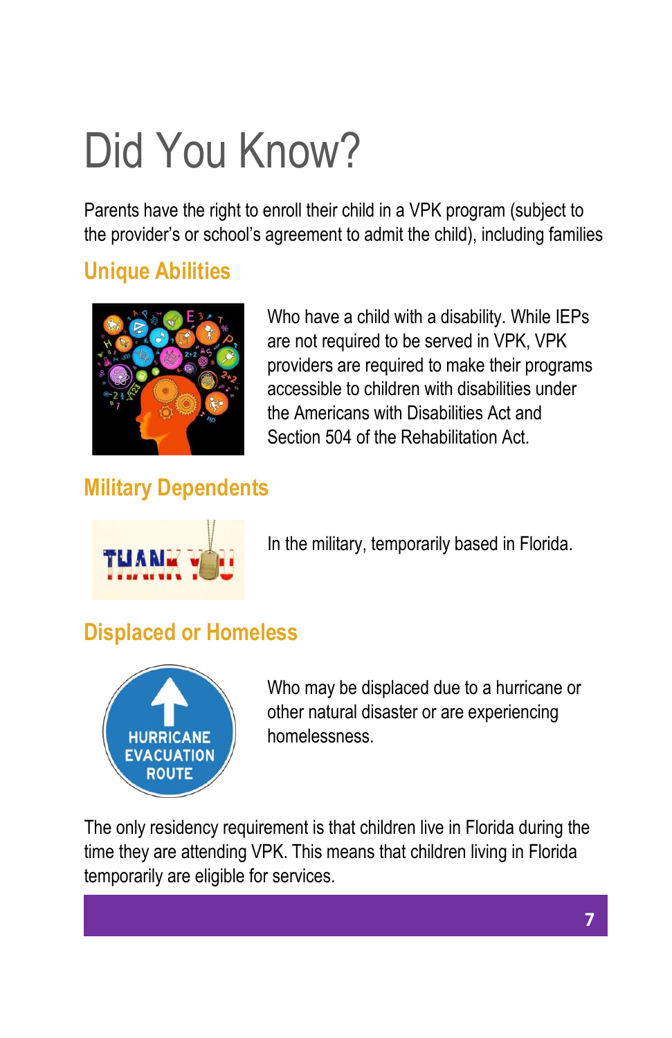# Did You Know?

Parents have the right to enroll their child in a VPK program (subject to the provider's or school's agreement to admit the child), including families

## Unique Abilities

Who have a child with a disability. While IEPs are not required to be served in VPK, VPK providers are required to make their programs accessible to children with disabilities under the Americans with Disabilities Act and Section 504 of the Rehabilitation Act.

## Military Dependents

In the military, temporarily based in Florida.

## Displaced or Homeless

Who may be displaced due to a hurricane or other natural disaster or are experiencing homelessness.

The only residency requirement is that children live in Florida during the time they are attending VPK. This means that children living in Florida temporarily are eligible for services.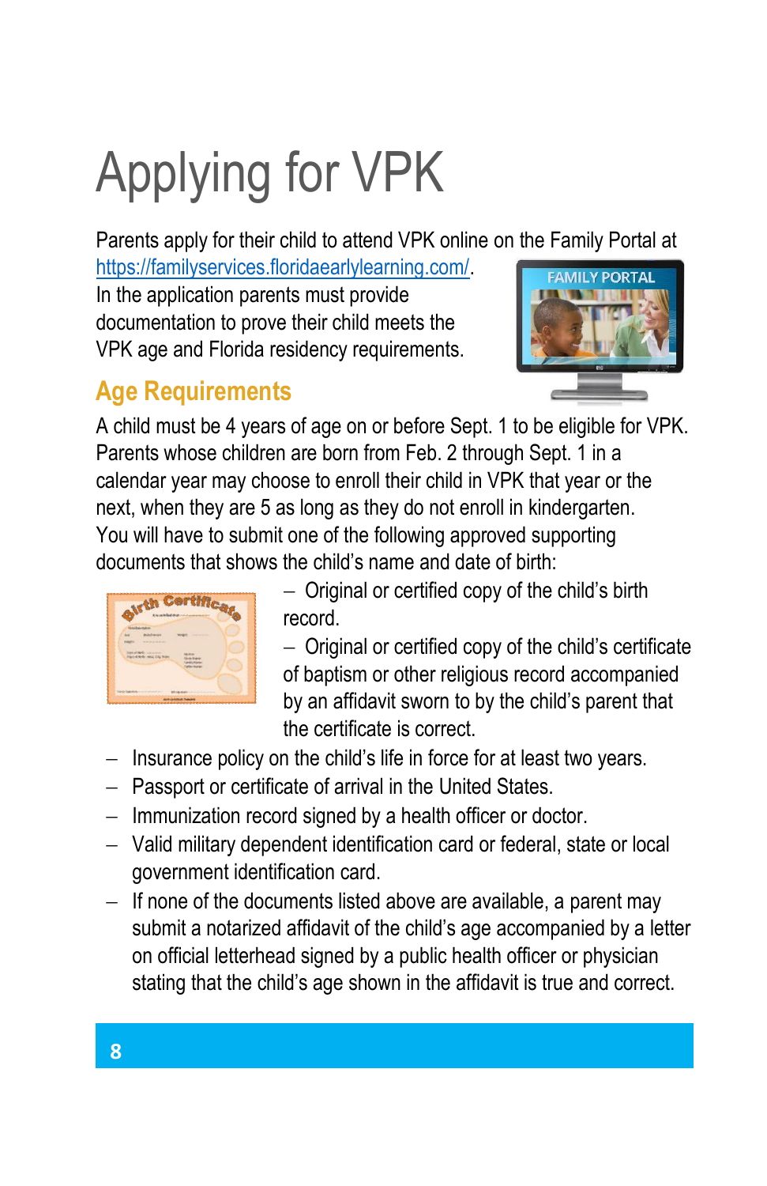# Applying for VPK

Parents apply for their child to attend VPK online on the Family Portal at https://familyservices.floridaearlylearning.com/. In the application parents must provide documentation to prove their child meets the VPK age and Florida residency requirements.

## Age Requirements

A child must be 4 years of age on or before Sept. 1 to be eligible for VPK. Parents whose children are born from Feb. 2 through Sept. 1 in a calendar year may choose to enroll their child in VPK that year or the next, when they are 5 as long as they do not enroll in kindergarten. You will have to submit one of the following approved supporting documents that shows the child's name and date of birth:

- Original or certified copy of the child's birth record.
- Original or certified copy of the child's certificate of baptism or other religious record accompanied by an affidavit sworn to by the child's parent that the certificate is correct.
- Insurance policy on the child's life in force for at least two years.
- Passport or certificate of arrival in the United States.
- Immunization record signed by a health officer or doctor.
- Valid military dependent identification card or federal, state or local government identification card.
- If none of the documents listed above are available, a parent may submit a notarized affidavit of the child's age accompanied by a letter on official letterhead signed by a public health officer or physician stating that the child's age shown in the affidavit is true and correct.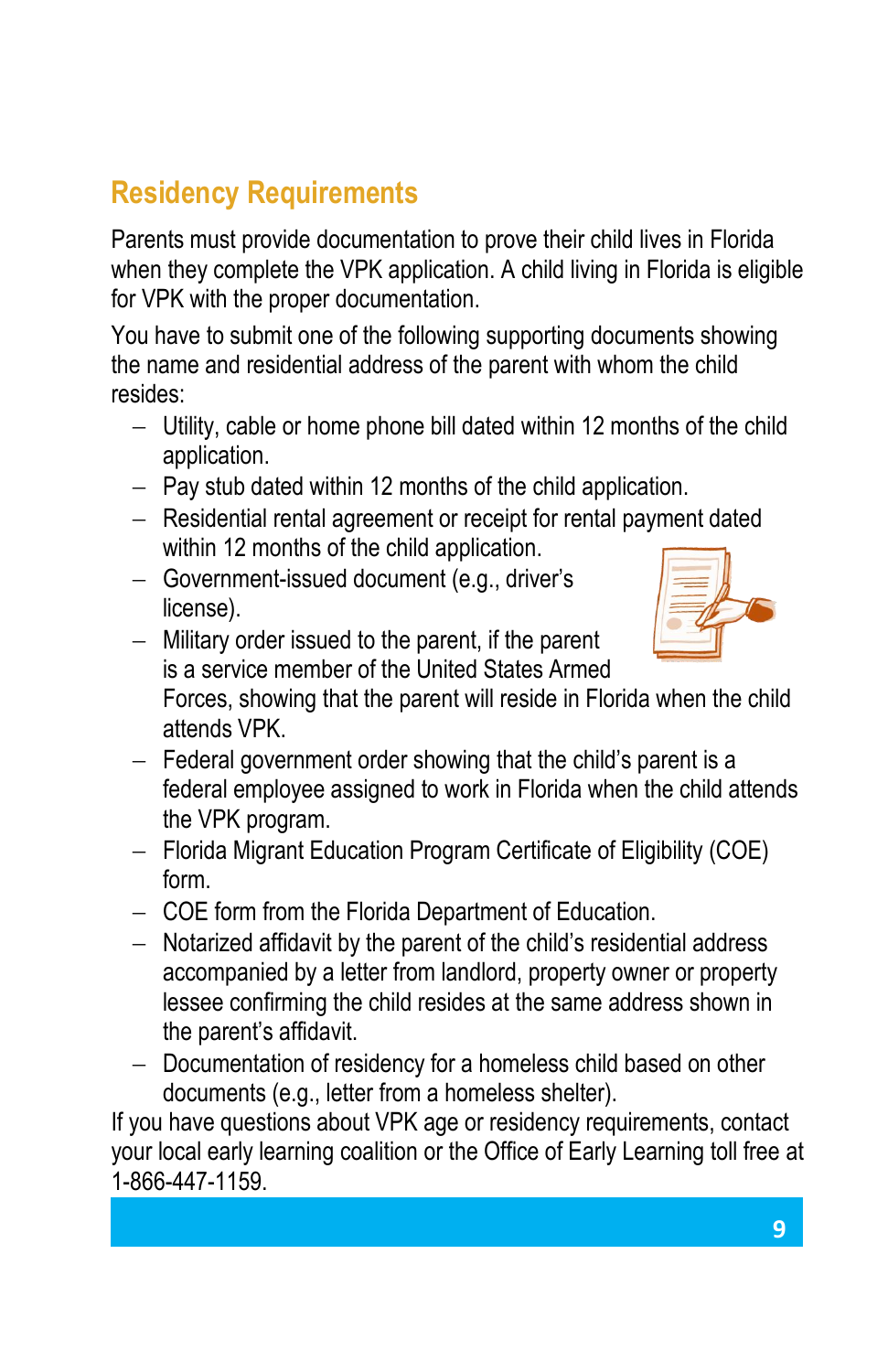## Residency Requirements

Parents must provide documentation to prove their child lives in Florida when they complete the VPK application. A child living in Florida is eligible for VPK with the proper documentation.

You have to submit one of the following supporting documents showing the name and residential address of the parent with whom the child resides:

- Utility, cable or home phone bill dated within 12 months of the child application.
- Pay stub dated within 12 months of the child application.
- Residential rental agreement or receipt for rental payment dated within 12 months of the child application.
- Government-issued document (e.g., driver's license).
- Military order issued to the parent, if the parent is a service member of the United States Armed Forces, showing that the parent will reside in Florida when the child attends VPK.
- Federal government order showing that the child's parent is a federal employee assigned to work in Florida when the child attends the VPK program.
- Florida Migrant Education Program Certificate of Eligibility (COE) form.
- COE form from the Florida Department of Education.
- Notarized affidavit by the parent of the child's residential address accompanied by a letter from landlord, property owner or property lessee confirming the child resides at the same address shown in the parent's affidavit.
- Documentation of residency for a homeless child based on other documents (e.g., letter from a homeless shelter).

If you have questions about VPK age or residency requirements, contact your local early learning coalition or the Office of Early Learning toll free at 1-866-447-1159.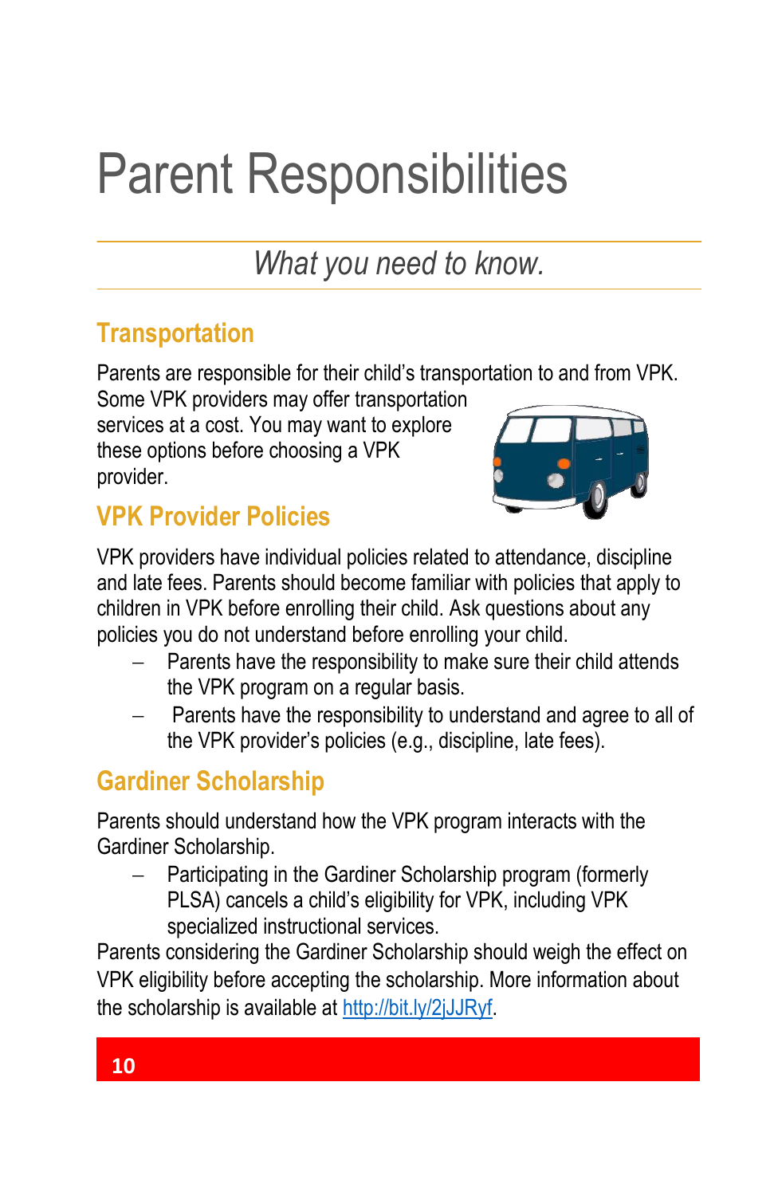# Parent Responsibilities

*What you need to know.*

## Transportation

Parents are responsible for their child's transportation to and from VPK. Some VPK providers may offer transportation services at a cost. You may want to explore these options before choosing a VPK provider.

## VPK Provider Policies

VPK providers have individual policies related to attendance, discipline and late fees. Parents should become familiar with policies that apply to children in VPK before enrolling their child. Ask questions about any policies you do not understand before enrolling your child.

- Parents have the responsibility to make sure their child attends the VPK program on a regular basis.
- Parents have the responsibility to understand and agree to all of the VPK provider's policies (e.g., discipline, late fees).

## Gardiner Scholarship

Parents should understand how the VPK program interacts with the Gardiner Scholarship.

- Participating in the Gardiner Scholarship program (formerly PLSA) cancels a child's eligibility for VPK, including VPK specialized instructional services.

Parents considering the Gardiner Scholarship should weigh the effect on VPK eligibility before accepting the scholarship. More information about the scholarship is available at [http://bit.ly/2jJJRyf](http://bit.ly/2jJJRyf).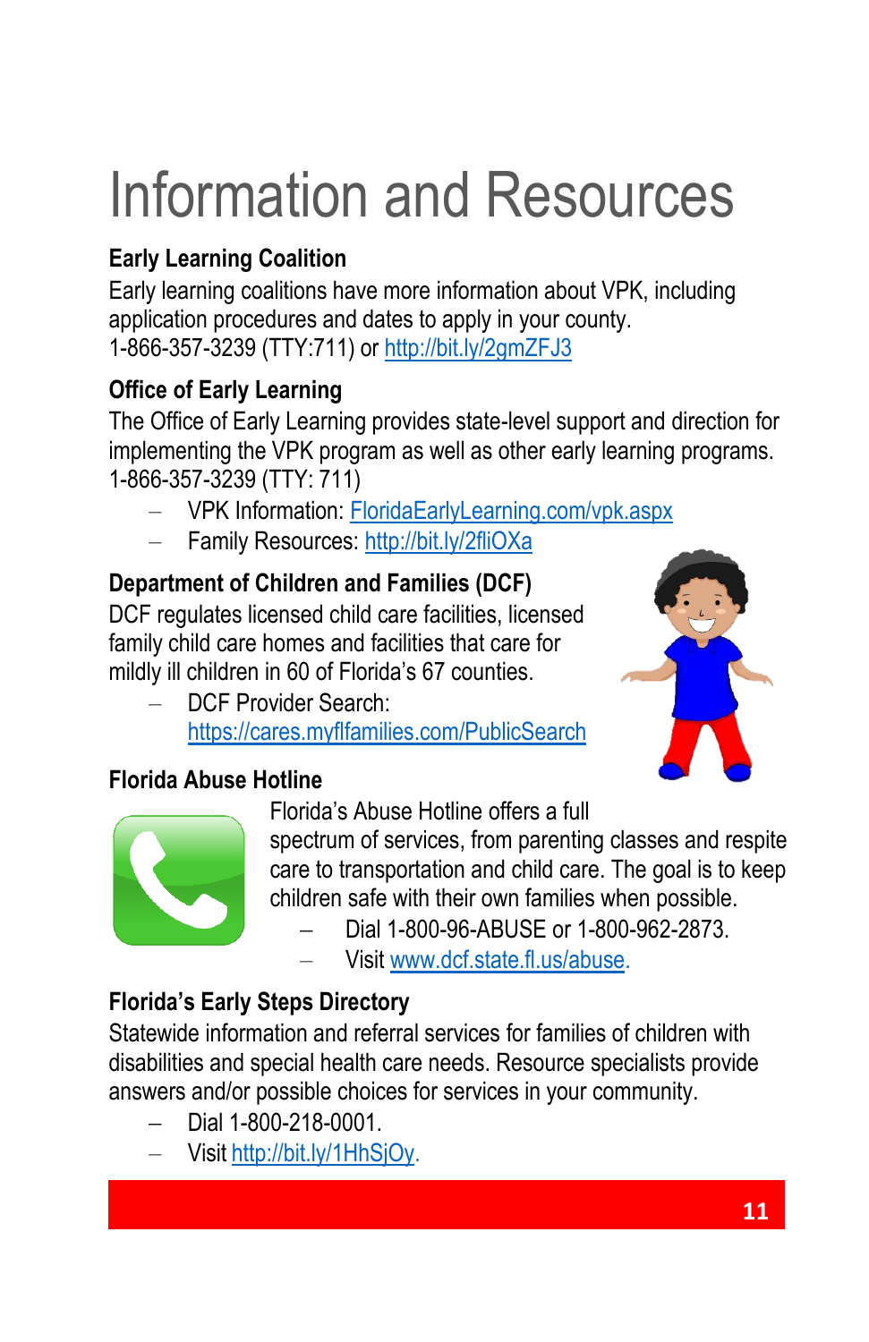# Information and Resources

### Early Learning Coalition

Early learning coalitions have more information about VPK, including application procedures and dates to apply in your county. 1-866-357-3239 (TTY:711) or http://bit.ly/2gmZFJ3

### Office of Early Learning

The Office of Early Learning provides state-level support and direction for implementing the VPK program as well as other early learning programs. 1-866-357-3239 (TTY: 711)

- VPK Information: FloridaEarlyLearning.com/vpk.aspx
- Family Resources: http://bit.ly/2fliOXa

### Department of Children and Families (DCF)

DCF regulates licensed child care facilities, licensed family child care homes and facilities that care for mildly ill children in 60 of Florida's 67 counties.

- DCF Provider Search: https://cares.myflfamilies.com/PublicSearch

### Florida Abuse Hotline

Florida's Abuse Hotline offers a full spectrum of services, from parenting classes and respite care to transportation and child care. The goal is to keep children safe with their own families when possible.

- Dial 1-800-96-ABUSE or 1-800-962-2873.
- Visit www.dcf.state.fl.us/abuse.

### Florida's Early Steps Directory

Statewide information and referral services for families of children with disabilities and special health care needs. Resource specialists provide answers and/or possible choices for services in your community.

- Dial 1-800-218-0001.
- Visit http://bit.ly/1HhSjOy.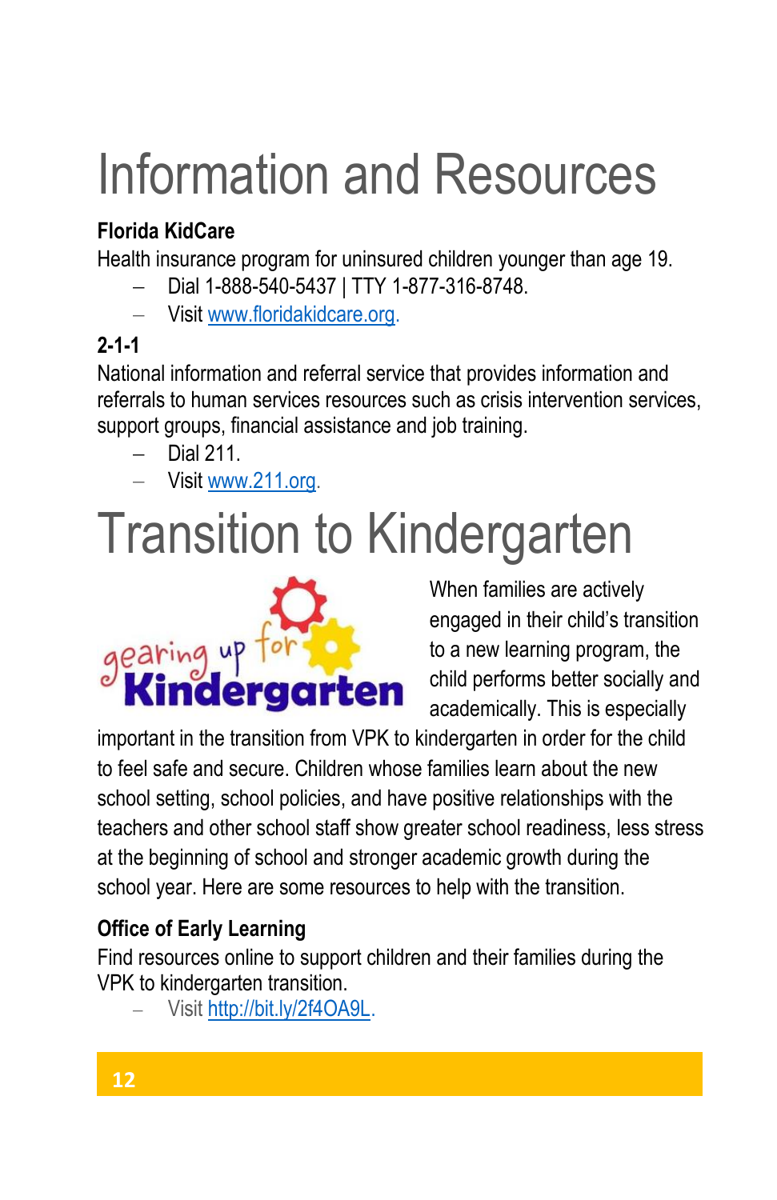# Information and Resources

**Florida KidCare**

Health insurance program for uninsured children younger than age 19.

- Dial 1-888-540-5437 | TTY 1-877-316-8748.
- Visit www.floridakidcare.org.

**2-1-1**

National information and referral service that provides information and referrals to human services resources such as crisis intervention services, support groups, financial assistance and job training.

- Dial 211.
- Visit www.211.org.

# Transition to Kindergarten

When families are actively engaged in their child's transition to a new learning program, the child performs better socially and academically. This is especially important in the transition from VPK to kindergarten in order for the child to feel safe and secure. Children whose families learn about the new school setting, school policies, and have positive relationships with the teachers and other school staff show greater school readiness, less stress at the beginning of school and stronger academic growth during the school year. Here are some resources to help with the transition.

**Office of Early Learning**

Find resources online to support children and their families during the VPK to kindergarten transition.

- Visit http://bit.ly/2f4OA9L.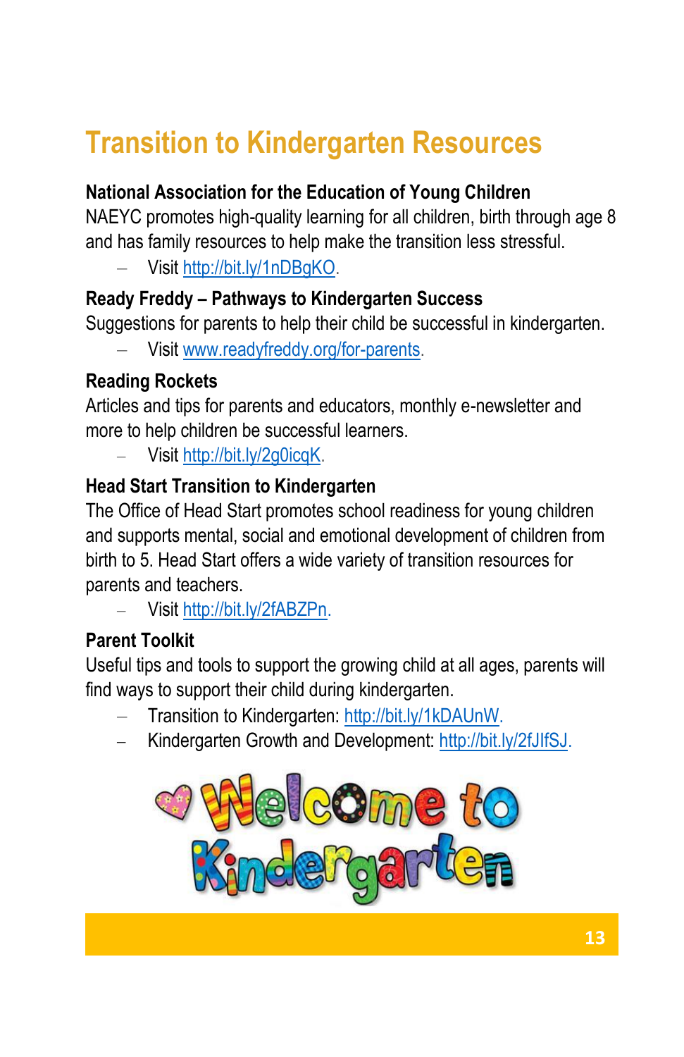# Transition to Kindergarten Resources

**National Association for the Education of Young Children**

NAEYC promotes high-quality learning for all children, birth through age 8 and has family resources to help make the transition less stressful.

- Visit http://bit.ly/1nDBgKO.

**Ready Freddy – Pathways to Kindergarten Success**

Suggestions for parents to help their child be successful in kindergarten.

- Visit www.readyfreddy.org/for-parents.

**Reading Rockets**

Articles and tips for parents and educators, monthly e-newsletter and more to help children be successful learners.

- Visit http://bit.ly/2g0icqK.

**Head Start Transition to Kindergarten**

The Office of Head Start promotes school readiness for young children and supports mental, social and emotional development of children from birth to 5. Head Start offers a wide variety of transition resources for parents and teachers.

- Visit http://bit.ly/2fABZPn.

**Parent Toolkit**

Useful tips and tools to support the growing child at all ages, parents will find ways to support their child during kindergarten.

- Transition to Kindergarten: http://bit.ly/1kDAUnW.
- Kindergarten Growth and Development: http://bit.ly/2fJIfSJ.

Welcome to Kindergarten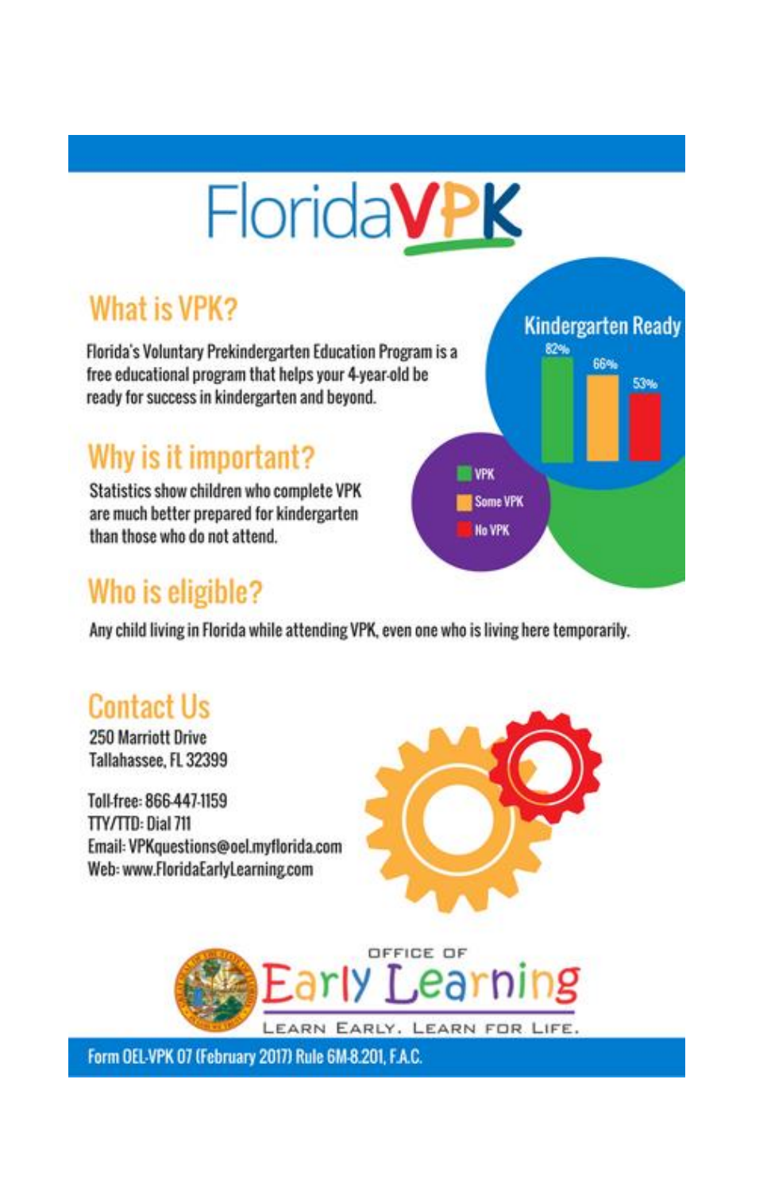# FloridaVPK

## What is VPK?

Florida's Voluntary Prekindergarten Education Program is a free educational program that helps your 4-year-old be ready for success in kindergarten and beyond.

Kindergarten Ready

82%

66%

53%

VPK

Some VPK

No VPK

## Why is it important?

Statistics show children who complete VPK are much better prepared for kindergarten than those who do not attend.

## Who is eligible?

Any child living in Florida while attending VPK, even one who is living here temporarily.

## Contact Us

250 Marriott Drive
Tallahassee, FL 32399

Toll-free: 866-447-1159
TTY/TTD: Dial 711
Email: VPKquestions@oel.myflorida.com
Web: www.FloridaEarlyLearning.com

OFFICE OF Early Learning
LEARN EARLY. LEARN FOR LIFE.

Form OEL-VPK 07 (February 2017) Rule 6M-8.201, F.A.C.